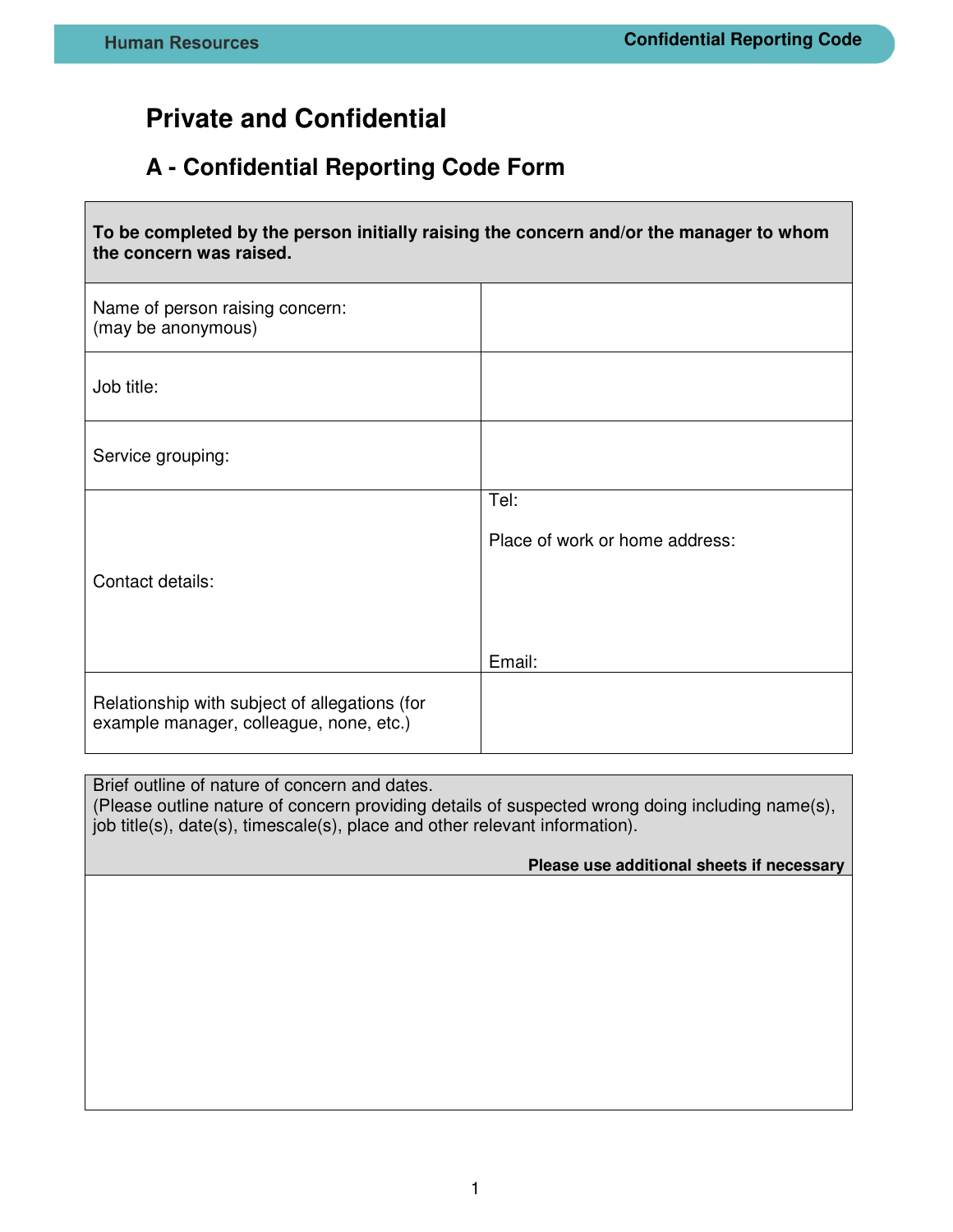# Private and Confidential

## A - Confidential Reporting Code Form

| **To be completed by the person initially raising the concern and/or the manager to whom the concern was raised.** | |
|---|---|
| Name of person raising concern: (may be anonymous) | |
| Job title: | |
| Service grouping: | |
| Contact details: | Tel:<br><br>Place of work or home address:<br><br><br><br>Email: |
| Relationship with subject of allegations (for example manager, colleague, none, etc.) | |

| Brief outline of nature of concern and dates.<br>(Please outline nature of concern providing details of suspected wrong doing including name(s), job title(s), date(s), timescale(s), place and other relevant information).<br><br>**Please use additional sheets if necessary** |
|---|
| |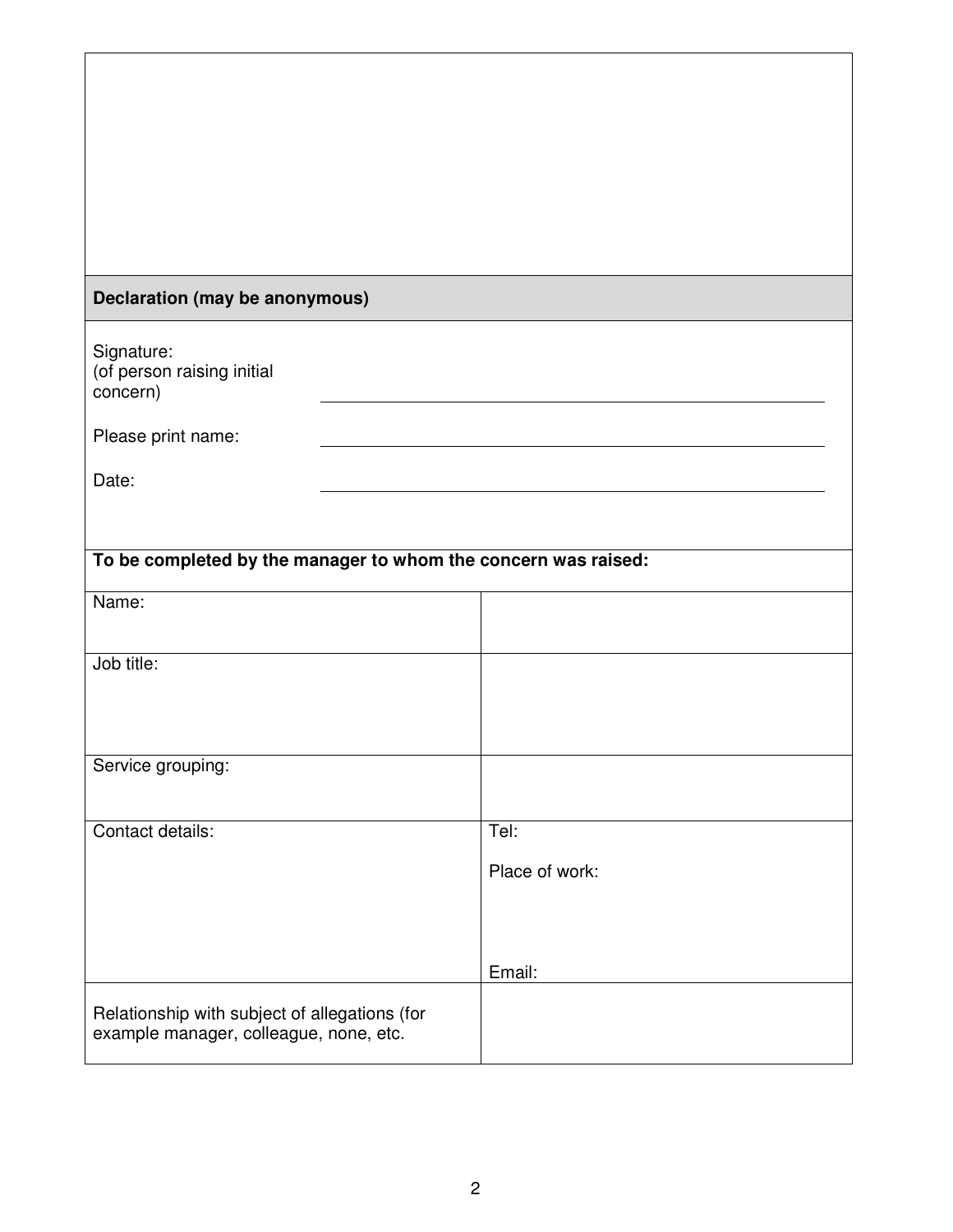| |
|---|
| |

| **Declaration (may be anonymous)** |
|---|

Signature:
(of person raising initial concern) ______________________________

Please print name: ______________________________

Date: ______________________________

| **To be completed by the manager to whom the concern was raised:** | |
|---|---|
| Name: | |
| Job title: | |
| Service grouping: | |
| Contact details: | Tel:<br><br>Place of work:<br><br>Email: |
| Relationship with subject of allegations (for example manager, colleague, none, etc. | |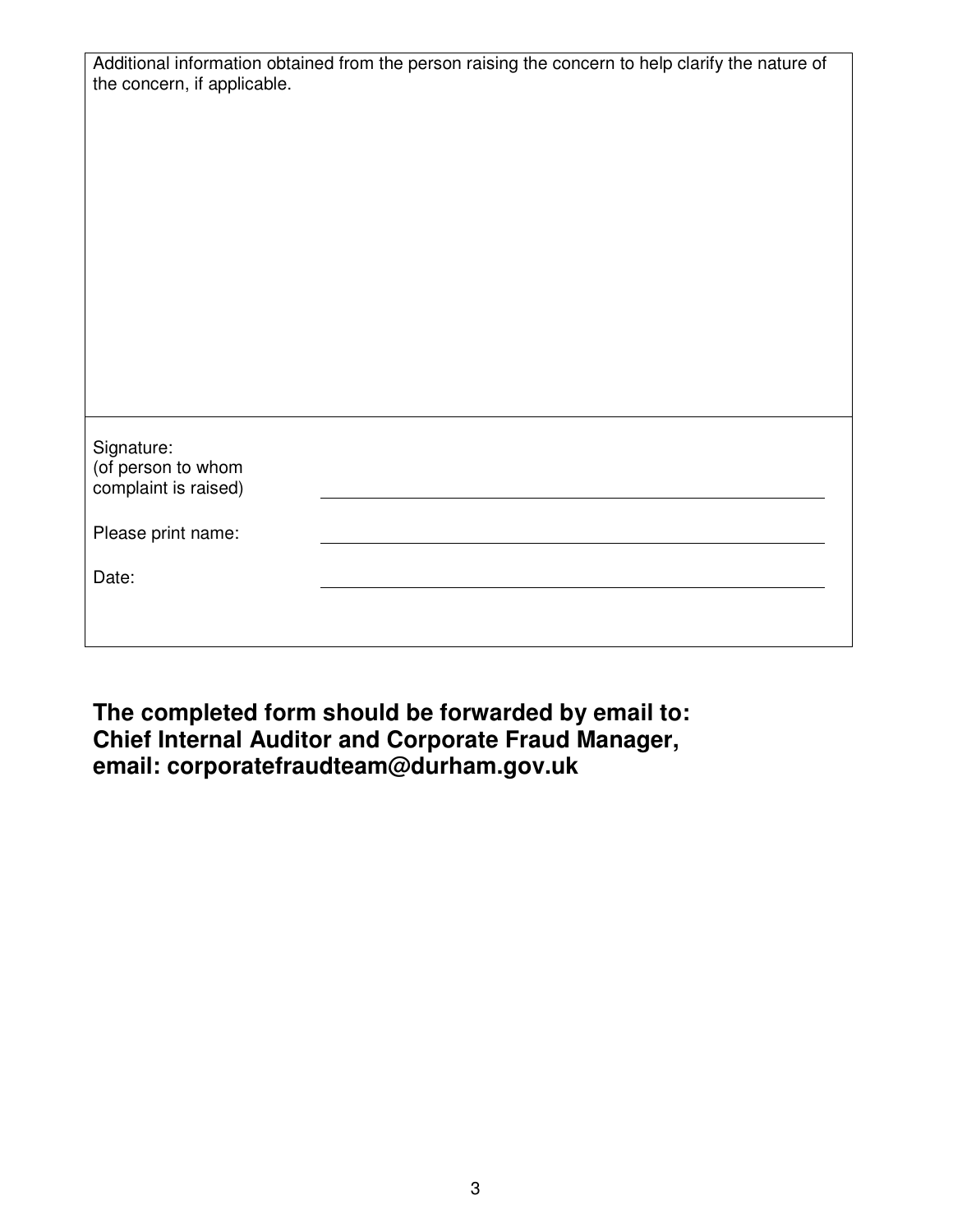| |
|---|
| Additional information obtained from the person raising the concern to help clarify the nature of the concern, if applicable. |

| | |
|---|---|
| Signature: (of person to whom complaint is raised) | |
| Please print name: | |
| Date: | |

**The completed form should be forwarded by email to: Chief Internal Auditor and Corporate Fraud Manager, email: corporatefraudteam@durham.gov.uk**